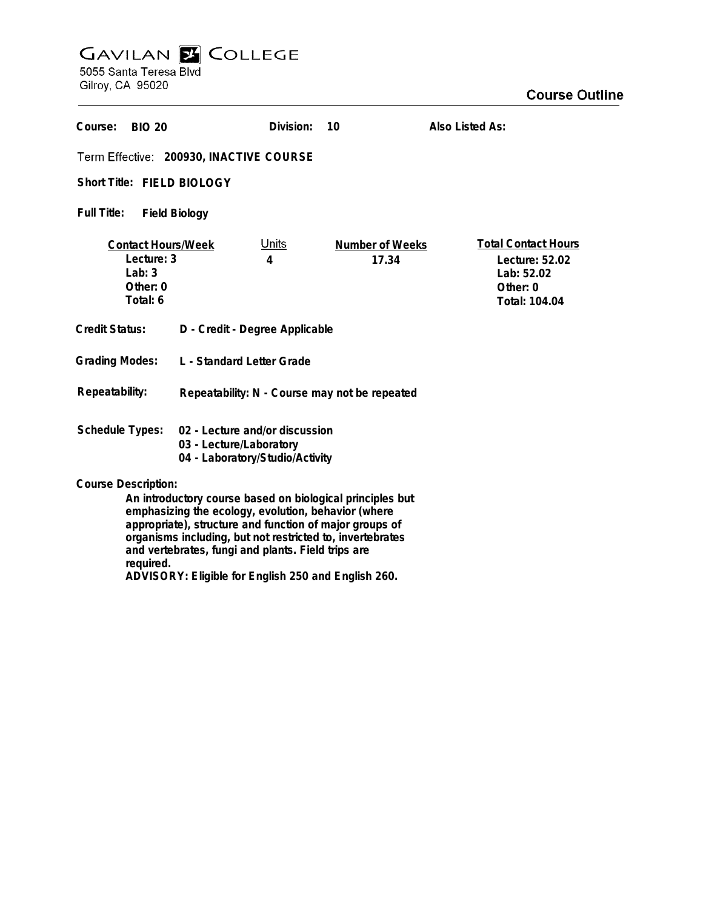# GAVILAN COLLEGE

5055 Santa Teresa Blvd
Gilroy, CA 95020

## Course Outline

**Course:** BIO 20 **Division:** 10 **Also Listed As:**

**Term Effective:** 200930, INACTIVE COURSE

**Short Title:** FIELD BIOLOGY

**Full Title:** Field Biology

| Contact Hours/Week | Units | Number of Weeks | Total Contact Hours |
|---|---|---|---|
| Lecture: 3 | 4 | 17.34 | Lecture: 52.02 |
| Lab: 3 | | | Lab: 52.02 |
| Other: 0 | | | Other: 0 |
| Total: 6 | | | Total: 104.04 |

**Credit Status:** D - Credit - Degree Applicable

**Grading Modes:** L - Standard Letter Grade

**Repeatability:** Repeatability: N - Course may not be repeated

**Schedule Types:**
- 02 - Lecture and/or discussion
- 03 - Lecture/Laboratory
- 04 - Laboratory/Studio/Activity

**Course Description:**

An introductory course based on biological principles but emphasizing the ecology, evolution, behavior (where appropriate), structure and function of major groups of organisms including, but not restricted to, invertebrates and vertebrates, fungi and plants. Field trips are required.
ADVISORY: Eligible for English 250 and English 260.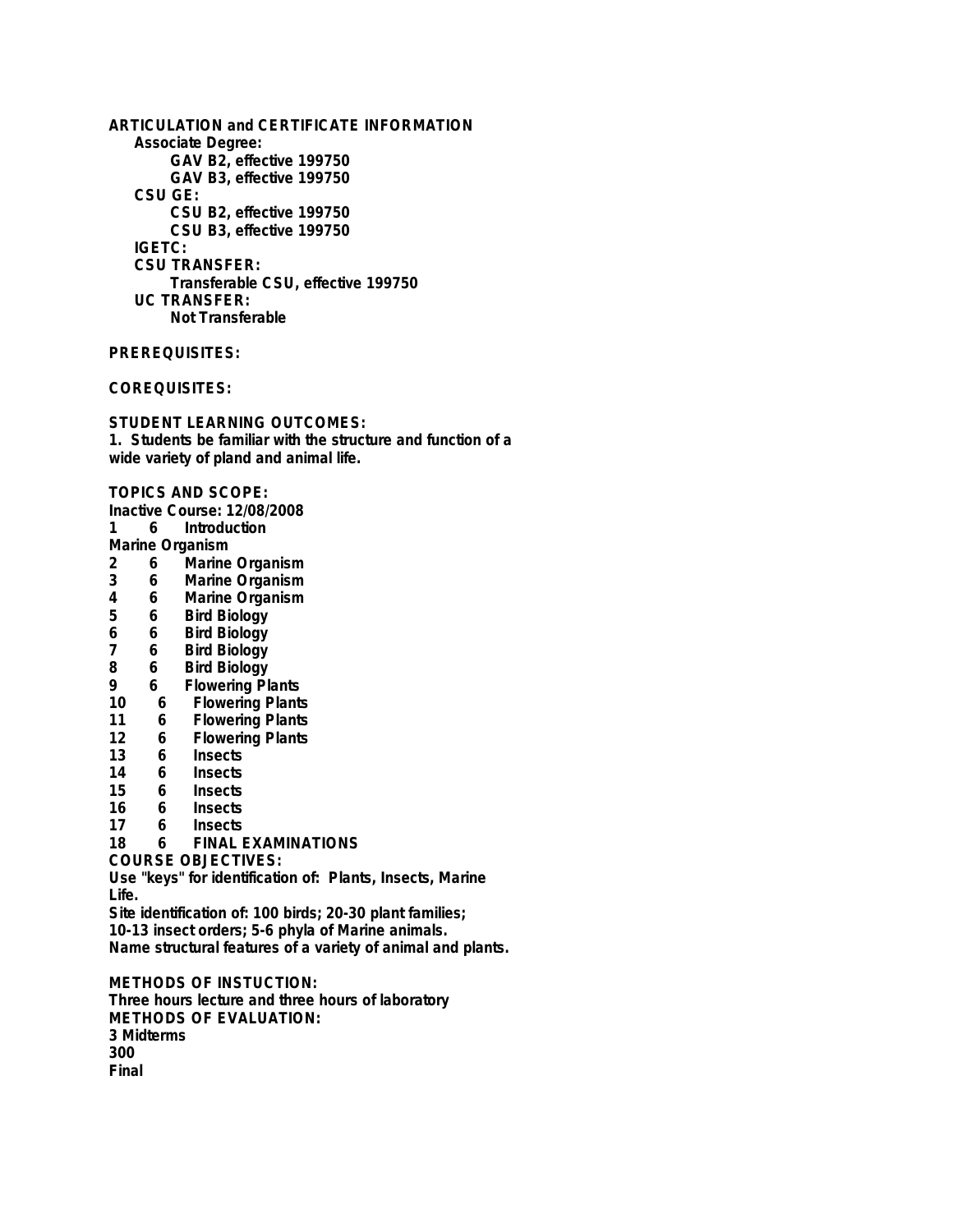**ARTICULATION and CERTIFICATE INFORMATION**

**Associate Degree:**

**GAV B2, effective 199750**

**GAV B3, effective 199750**

**CSU GE:**

**CSU B2, effective 199750**

**CSU B3, effective 199750**

**IGETC:**

**CSU TRANSFER:**

**Transferable CSU, effective 199750**

**UC TRANSFER:**

**Not Transferable**

**PREREQUISITES:**

**COREQUISITES:**

**STUDENT LEARNING OUTCOMES:**

1. Students be familiar with the structure and function of a wide variety of pland and animal life.

**TOPICS AND SCOPE:**

Inactive Course: 12/08/2008

1 6 Introduction

Marine Organism

2 6 Marine Organism
3 6 Marine Organism
4 6 Marine Organism
5 6 Bird Biology
6 6 Bird Biology
7 6 Bird Biology
8 6 Bird Biology
9 6 Flowering Plants
10 6 Flowering Plants
11 6 Flowering Plants
12 6 Flowering Plants
13 6 Insects
14 6 Insects
15 6 Insects
16 6 Insects
17 6 Insects
18 6 FINAL EXAMINATIONS

**COURSE OBJECTIVES:**

Use "keys" for identification of: Plants, Insects, Marine Life.

Site identification of: 100 birds; 20-30 plant families; 10-13 insect orders; 5-6 phyla of Marine animals.

Name structural features of a variety of animal and plants.

**METHODS OF INSTUCTION:**

Three hours lecture and three hours of laboratory

**METHODS OF EVALUATION:**

3 Midterms

300

Final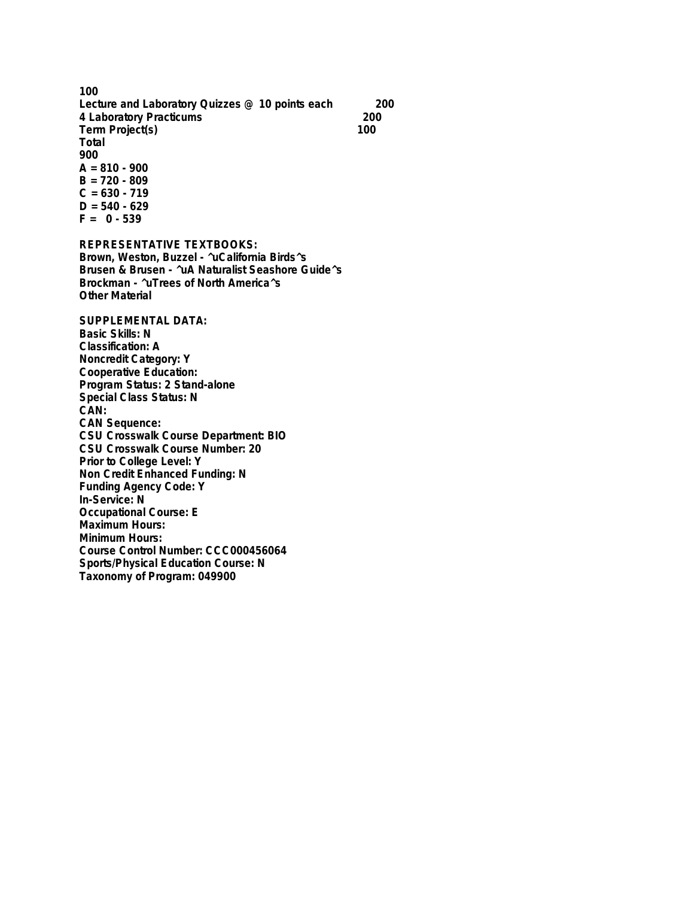100
Lecture and Laboratory Quizzes @ 10 points each 200
4 Laboratory Practicums 200
Term Project(s) 100
Total
900
A = 810 - 900
B = 720 - 809
C = 630 - 719
D = 540 - 629
F = 0 - 539

**REPRESENTATIVE TEXTBOOKS:**
Brown, Weston, Buzzel - ^uCalifornia Birds^s
Brusen & Brusen - ^uA Naturalist Seashore Guide^s
Brockman - ^uTrees of North America^s
Other Material

**SUPPLEMENTAL DATA:**
Basic Skills: N
Classification: A
Noncredit Category: Y
Cooperative Education:
Program Status: 2 Stand-alone
Special Class Status: N
CAN:
CAN Sequence:
CSU Crosswalk Course Department: BIO
CSU Crosswalk Course Number: 20
Prior to College Level: Y
Non Credit Enhanced Funding: N
Funding Agency Code: Y
In-Service: N
Occupational Course: E
Maximum Hours:
Minimum Hours:
Course Control Number: CCC000456064
Sports/Physical Education Course: N
Taxonomy of Program: 049900